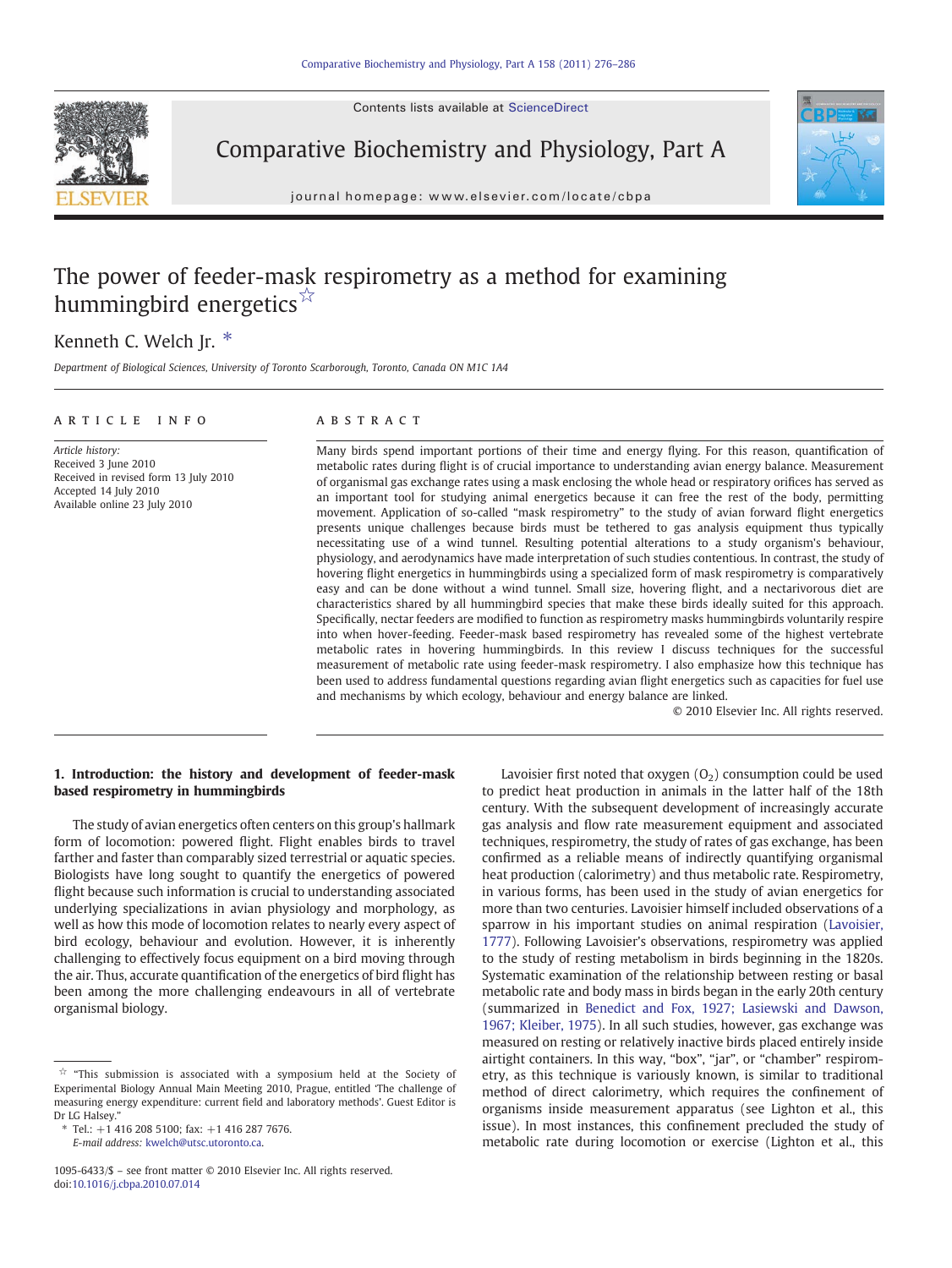# The power of feeder-mask respirometry as a method for examining hummingbird energetics ☆

Kenneth C. Welch Jr. *

*Department of Biological Sciences, University of Toronto Scarborough, Toronto, Canada ON M1C 1A4*

## ARTICLE INFO

*Article history:*
Received 3 June 2010
Received in revised form 13 July 2010
Accepted 14 July 2010
Available online 23 July 2010

## ABSTRACT

Many birds spend important portions of their time and energy flying. For this reason, quantification of metabolic rates during flight is of crucial importance to understanding avian energy balance. Measurement of organismal gas exchange rates using a mask enclosing the whole head or respiratory orifices has served as an important tool for studying animal energetics because it can free the rest of the body, permitting movement. Application of so-called "mask respirometry" to the study of avian forward flight energetics presents unique challenges because birds must be tethered to gas analysis equipment thus typically necessitating use of a wind tunnel. Resulting potential alterations to a study organism's behaviour, physiology, and aerodynamics have made interpretation of such studies contentious. In contrast, the study of hovering flight energetics in hummingbirds using a specialized form of mask respirometry is comparatively easy and can be done without a wind tunnel. Small size, hovering flight, and a nectarivorous diet are characteristics shared by all hummingbird species that make these birds ideally suited for this approach. Specifically, nectar feeders are modified to function as respirometry masks hummingbirds voluntarily respire into when hover-feeding. Feeder-mask based respirometry has revealed some of the highest vertebrate metabolic rates in hovering hummingbirds. In this review I discuss techniques for the successful measurement of metabolic rate using feeder-mask respirometry. I also emphasize how this technique has been used to address fundamental questions regarding avian flight energetics such as capacities for fuel use and mechanisms by which ecology, behaviour and energy balance are linked.

© 2010 Elsevier Inc. All rights reserved.

## 1. Introduction: the history and development of feeder-mask based respirometry in hummingbirds

The study of avian energetics often centers on this group's hallmark form of locomotion: powered flight. Flight enables birds to travel farther and faster than comparably sized terrestrial or aquatic species. Biologists have long sought to quantify the energetics of powered flight because such information is crucial to understanding associated underlying specializations in avian physiology and morphology, as well as how this mode of locomotion relates to nearly every aspect of bird ecology, behaviour and evolution. However, it is inherently challenging to effectively focus equipment on a bird moving through the air. Thus, accurate quantification of the energetics of bird flight has been among the more challenging endeavours in all of vertebrate organismal biology.

Lavoisier first noted that oxygen ($O_2$) consumption could be used to predict heat production in animals in the latter half of the 18th century. With the subsequent development of increasingly accurate gas analysis and flow rate measurement equipment and associated techniques, respirometry, the study of rates of gas exchange, has been confirmed as a reliable means of indirectly quantifying organismal heat production (calorimetry) and thus metabolic rate. Respirometry, in various forms, has been used in the study of avian energetics for more than two centuries. Lavoisier himself included observations of a sparrow in his important studies on animal respiration (Lavoisier, 1777). Following Lavoisier's observations, respirometry was applied to the study of resting metabolism in birds beginning in the 1820s. Systematic examination of the relationship between resting or basal metabolic rate and body mass in birds began in the early 20th century (summarized in Benedict and Fox, 1927; Lasiewski and Dawson, 1967; Kleiber, 1975). In all such studies, however, gas exchange was measured on resting or relatively inactive birds placed entirely inside airtight containers. In this way, "box", "jar", or "chamber" respirometry, as this technique is variously known, is similar to traditional method of direct calorimetry, which requires the confinement of organisms inside measurement apparatus (see Lighton et al., this issue). In most instances, this confinement precluded the study of metabolic rate during locomotion or exercise (Lighton et al., this

---

☆ "This submission is associated with a symposium held at the Society of Experimental Biology Annual Main Meeting 2010, Prague, entitled 'The challenge of measuring energy expenditure: current field and laboratory methods'. Guest Editor is Dr LG Halsey."

\* Tel.: +1 416 208 5100; fax: +1 416 287 7676.
*E-mail address:* kwelch@utsc.utoronto.ca.

1095-6433/$ – see front matter © 2010 Elsevier Inc. All rights reserved.
doi:10.1016/j.cbpa.2010.07.014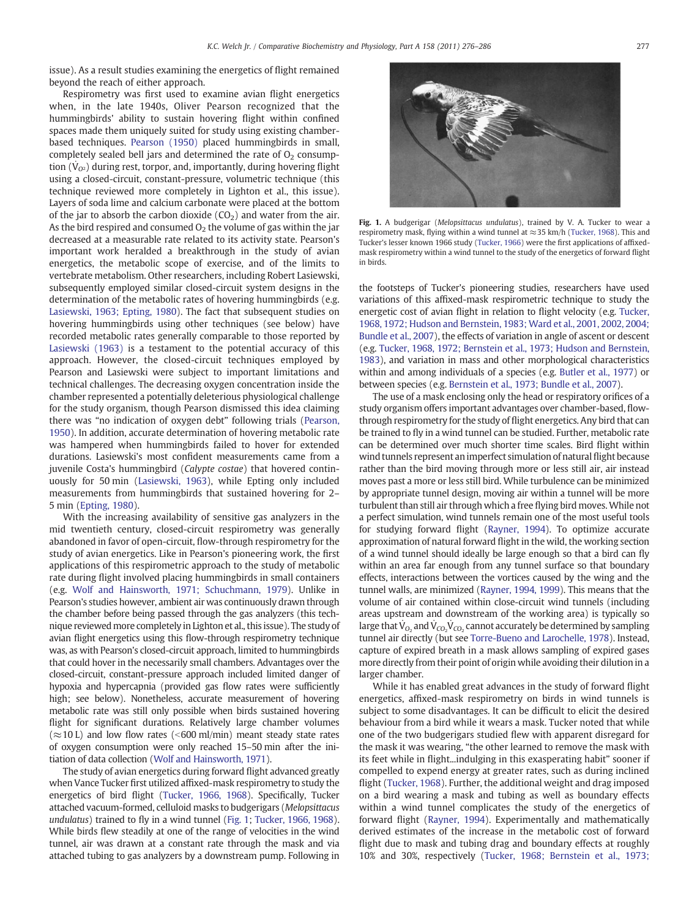issue). As a result studies examining the energetics of flight remained beyond the reach of either approach.

Respirometry was first used to examine avian flight energetics when, in the late 1940s, Oliver Pearson recognized that the hummingbirds' ability to sustain hovering flight within confined spaces made them uniquely suited for study using existing chamber-based techniques. Pearson (1950) placed hummingbirds in small, completely sealed bell jars and determined the rate of $O_2$ consumption ($\dot{V}_{O_2}$) during rest, torpor, and, importantly, during hovering flight using a closed-circuit, constant-pressure, volumetric technique (this technique reviewed more completely in Lighton et al., this issue). Layers of soda lime and calcium carbonate were placed at the bottom of the jar to absorb the carbon dioxide ($CO_2$) and water from the air. As the bird respired and consumed $O_2$ the volume of gas within the jar decreased at a measurable rate related to its activity state. Pearson's important work heralded a breakthrough in the study of avian energetics, the metabolic scope of exercise, and of the limits to vertebrate metabolism. Other researchers, including Robert Lasiewski, subsequently employed similar closed-circuit system designs in the determination of the metabolic rates of hovering hummingbirds (e.g. Lasiewski, 1963; Epting, 1980). The fact that subsequent studies on hovering hummingbirds using other techniques (see below) have recorded metabolic rates generally comparable to those reported by Lasiewski (1963) is a testament to the potential accuracy of this approach. However, the closed-circuit techniques employed by Pearson and Lasiewski were subject to important limitations and technical challenges. The decreasing oxygen concentration inside the chamber represented a potentially deleterious physiological challenge for the study organism, though Pearson dismissed this idea claiming there was "no indication of oxygen debt" following trials (Pearson, 1950). In addition, accurate determination of hovering metabolic rate was hampered when hummingbirds failed to hover for extended durations. Lasiewski's most confident measurements came from a juvenile Costa's hummingbird (*Calypte costae*) that hovered continuously for 50 min (Lasiewski, 1963), while Epting only included measurements from hummingbirds that sustained hovering for 2–5 min (Epting, 1980).

With the increasing availability of sensitive gas analyzers in the mid twentieth century, closed-circuit respirometry was generally abandoned in favor of open-circuit, flow-through respirometry for the study of avian energetics. Like in Pearson's pioneering work, the first applications of this respirometric approach to the study of metabolic rate during flight involved placing hummingbirds in small containers (e.g. Wolf and Hainsworth, 1971; Schuchmann, 1979). Unlike in Pearson's studies however, ambient air was continuously drawn through the chamber before being passed through the gas analyzers (this technique reviewed more completely in Lighton et al., this issue). The study of avian flight energetics using this flow-through respirometry technique was, as with Pearson's closed-circuit approach, limited to hummingbirds that could hover in the necessarily small chambers. Advantages over the closed-circuit, constant-pressure approach included limited danger of hypoxia and hypercapnia (provided gas flow rates were sufficiently high; see below). Nonetheless, accurate measurement of hovering metabolic rate was still only possible when birds sustained hovering flight for significant durations. Relatively large chamber volumes (≈10 L) and low flow rates (<600 ml/min) meant steady state rates of oxygen consumption were only reached 15–50 min after the initiation of data collection (Wolf and Hainsworth, 1971).

The study of avian energetics during forward flight advanced greatly when Vance Tucker first utilized affixed-mask respirometry to study the energetics of bird flight (Tucker, 1966, 1968). Specifically, Tucker attached vacuum-formed, celluloid masks to budgerigars (*Melopsittacus undulatus*) trained to fly in a wind tunnel (Fig. 1; Tucker, 1966, 1968). While birds flew steadily at one of the range of velocities in the wind tunnel, air was drawn at a constant rate through the mask and via attached tubing to gas analyzers by a downstream pump. Following in the footsteps of Tucker's pioneering studies, researchers have used variations of this affixed-mask respirometric technique to study the energetic cost of avian flight in relation to flight velocity (e.g. Tucker, 1968, 1972; Hudson and Bernstein, 1983; Ward et al., 2001, 2002, 2004; Bundle et al., 2007), the effects of variation in angle of ascent or descent (e.g. Tucker, 1968, 1972; Bernstein et al., 1973; Hudson and Bernstein, 1983), and variation in mass and other morphological characteristics within and among individuals of a species (e.g. Butler et al., 1977) or between species (e.g. Bernstein et al., 1973; Bundle et al., 2007).

Fig. 1. A budgerigar (*Melopsittacus undulatus*), trained by V. A. Tucker to wear a respirometry mask, flying within a wind tunnel at ≈35 km/h (Tucker, 1968). This and Tucker's lesser known 1966 study (Tucker, 1966) were the first applications of affixed-mask respirometry within a wind tunnel to the study of the energetics of forward flight in birds.

The use of a mask enclosing only the head or respiratory orifices of a study organism offers important advantages over chamber-based, flow-through respirometry for the study of flight energetics. Any bird that can be trained to fly in a wind tunnel can be studied. Further, metabolic rate can be determined over much shorter time scales. Bird flight within wind tunnels represent an imperfect simulation of natural flight because rather than the bird moving through more or less still air, air instead moves past a more or less still bird. While turbulence can be minimized by appropriate tunnel design, moving air within a tunnel will be more turbulent than still air through which a free flying bird moves. While not a perfect simulation, wind tunnels remain one of the most useful tools for studying forward flight (Rayner, 1994). To optimize accurate approximation of natural forward flight in the wild, the working section of a wind tunnel should ideally be large enough so that a bird can fly within an area far enough from any tunnel surface so that boundary effects, interactions between the vortices caused by the wing and the tunnel walls, are minimized (Rayner, 1994, 1999). This means that the volume of air contained within close-circuit wind tunnels (including areas upstream and downstream of the working area) is typically so large that $\dot{V}_{O_2}$ and $\dot{V}_{CO_2}\dot{V}_{CO_2}$ cannot accurately be determined by sampling tunnel air directly (but see Torre-Bueno and Larochelle, 1978). Instead, capture of expired breath in a mask allows sampling of expired gases more directly from their point of origin while avoiding their dilution in a larger chamber.

While it has enabled great advances in the study of forward flight energetics, affixed-mask respirometry on birds in wind tunnels is subject to some disadvantages. It can be difficult to elicit the desired behaviour from a bird while it wears a mask. Tucker noted that while one of the two budgerigars studied flew with apparent disregard for the mask it was wearing, "the other learned to remove the mask with its feet while in flight...indulging in this exasperating habit" sooner if compelled to expend energy at greater rates, such as during inclined flight (Tucker, 1968). Further, the additional weight and drag imposed on a bird wearing a mask and tubing as well as boundary effects within a wind tunnel complicates the study of the energetics of forward flight (Rayner, 1994). Experimentally and mathematically derived estimates of the increase in the metabolic cost of forward flight due to mask and tubing drag and boundary effects at roughly 10% and 30%, respectively (Tucker, 1968; Bernstein et al., 1973;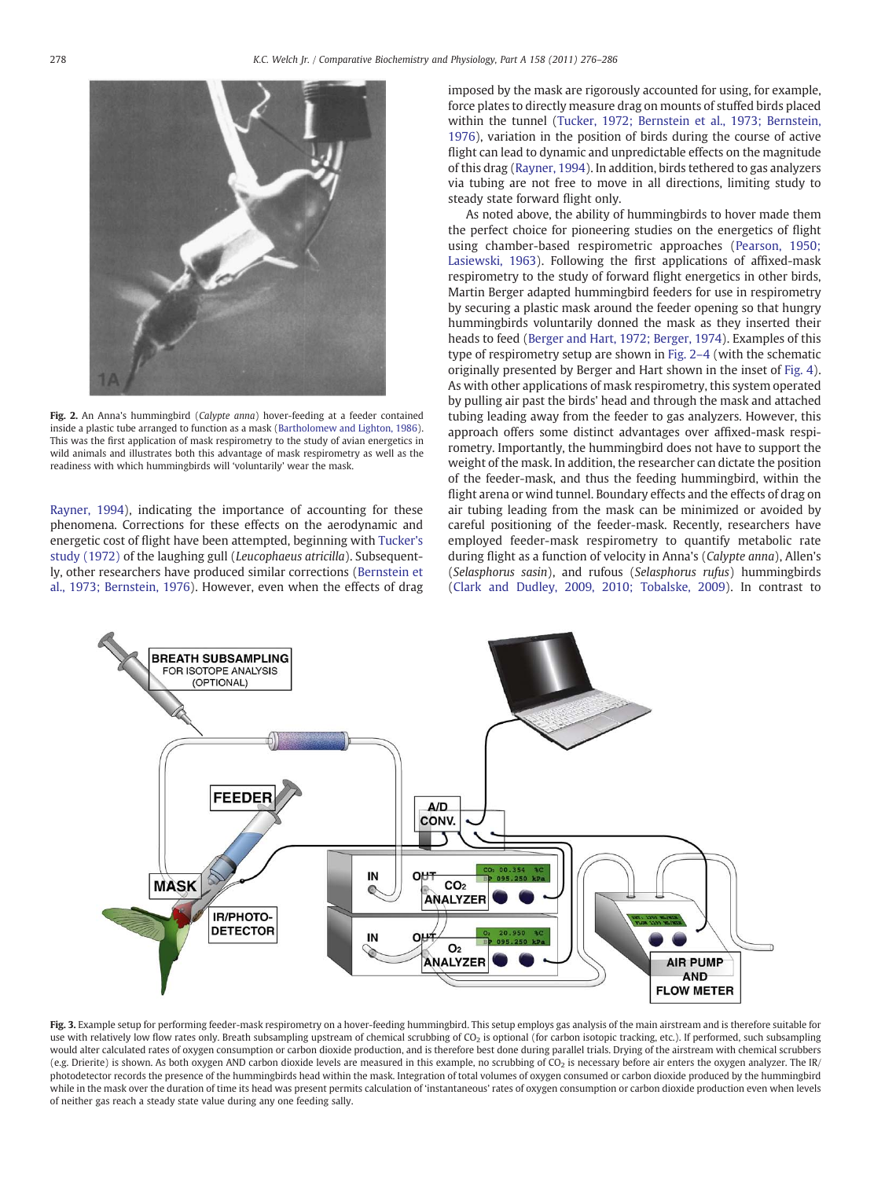Fig. 2. An Anna's hummingbird (*Calypte anna*) hover-feeding at a feeder contained inside a plastic tube arranged to function as a mask (Bartholomew and Lighton, 1986). This was the first application of mask respirometry to the study of avian energetics in wild animals and illustrates both this advantage of mask respirometry as well as the readiness with which hummingbirds will 'voluntarily' wear the mask.

Rayner, 1994), indicating the importance of accounting for these phenomena. Corrections for these effects on the aerodynamic and energetic cost of flight have been attempted, beginning with Tucker's study (1972) of the laughing gull (*Leucophaeus atricilla*). Subsequently, other researchers have produced similar corrections (Bernstein et al., 1973; Bernstein, 1976). However, even when the effects of drag imposed by the mask are rigorously accounted for using, for example, force plates to directly measure drag on mounts of stuffed birds placed within the tunnel (Tucker, 1972; Bernstein et al., 1973; Bernstein, 1976), variation in the position of birds during the course of active flight can lead to dynamic and unpredictable effects on the magnitude of this drag (Rayner, 1994). In addition, birds tethered to gas analyzers via tubing are not free to move in all directions, limiting study to steady state forward flight only.

As noted above, the ability of hummingbirds to hover made them the perfect choice for pioneering studies on the energetics of flight using chamber-based respirometric approaches (Pearson, 1950; Lasiewski, 1963). Following the first applications of affixed-mask respirometry to the study of forward flight energetics in other birds, Martin Berger adapted hummingbird feeders for use in respirometry by securing a plastic mask around the feeder opening so that hungry hummingbirds voluntarily donned the mask as they inserted their heads to feed (Berger and Hart, 1972; Berger, 1974). Examples of this type of respirometry setup are shown in Fig. 2–4 (with the schematic originally presented by Berger and Hart shown in the inset of Fig. 4). As with other applications of mask respirometry, this system operated by pulling air past the birds' head and through the mask and attached tubing leading away from the feeder to gas analyzers. However, this approach offers some distinct advantages over affixed-mask respirometry. Importantly, the hummingbird does not have to support the weight of the mask. In addition, the researcher can dictate the position of the feeder-mask, and thus the feeding hummingbird, within the flight arena or wind tunnel. Boundary effects and the effects of drag on air tubing leading from the mask can be minimized or avoided by careful positioning of the feeder-mask. Recently, researchers have employed feeder-mask respirometry to quantify metabolic rate during flight as a function of velocity in Anna's (*Calypte anna*), Allen's (*Selasphorus sasin*), and rufous (*Selasphorus rufus*) hummingbirds (Clark and Dudley, 2009, 2010; Tobalske, 2009). In contrast to

Fig. 3. Example setup for performing feeder-mask respirometry on a hover-feeding hummingbird. This setup employs gas analysis of the main airstream and is therefore suitable for use with relatively low flow rates only. Breath subsampling upstream of chemical scrubbing of $CO_2$ is optional (for carbon isotopic tracking, etc.). If performed, such subsampling would alter calculated rates of oxygen consumption or carbon dioxide production, and is therefore best done during parallel trials. Drying of the airstream with chemical scrubbers (e.g. Drierite) is shown. As both oxygen AND carbon dioxide levels are measured in this example, no scrubbing of $CO_2$ is necessary before air enters the oxygen analyzer. The IR/photodetector records the presence of the hummingbirds head within the mask. Integration of total volumes of oxygen consumed or carbon dioxide produced by the hummingbird while in the mask over the duration of time its head was present permits calculation of 'instantaneous' rates of oxygen consumption or carbon dioxide production even when levels of neither gas reach a steady state value during any one feeding sally.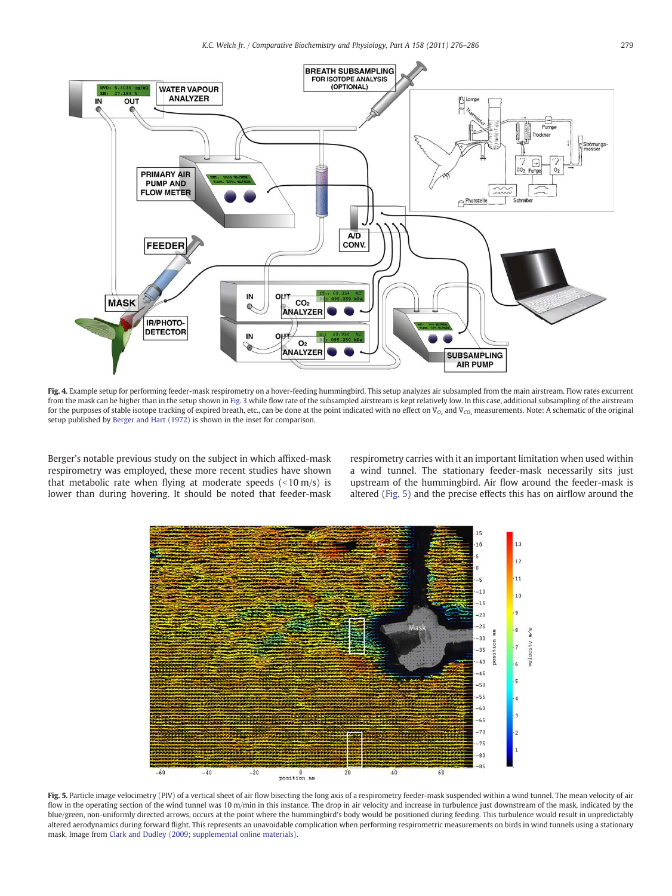Fig. 4. Example setup for performing feeder-mask respirometry on a hover-feeding hummingbird. This setup analyzes air subsampled from the main airstream. Flow rates excurrent from the mask can be higher than in the setup shown in Fig. 3 while flow rate of the subsampled airstream is kept relatively low. In this case, additional subsampling of the airstream for the purposes of stable isotope tracking of expired breath, etc., can be done at the point indicated with no effect on $V_{O_2}$ and $V_{CO_2}$ measurements. Note: A schematic of the original setup published by Berger and Hart (1972) is shown in the inset for comparison.

Berger's notable previous study on the subject in which affixed-mask respirometry was employed, these more recent studies have shown that metabolic rate when flying at moderate speeds (<10 m/s) is lower than during hovering. It should be noted that feeder-mask respirometry carries with it an important limitation when used within a wind tunnel. The stationary feeder-mask necessarily sits just upstream of the hummingbird. Air flow around the feeder-mask is altered (Fig. 5) and the precise effects this has on airflow around the

Fig. 5. Particle image velocimetry (PIV) of a vertical sheet of air flow bisecting the long axis of a respirometry feeder-mask suspended within a wind tunnel. The mean velocity of air flow in the operating section of the wind tunnel was 10 m/min in this instance. The drop in air velocity and increase in turbulence just downstream of the mask, indicated by the blue/green, non-uniformly directed arrows, occurs at the point where the hummingbird's body would be positioned during feeding. This turbulence would result in unpredictably altered aerodynamics during forward flight. This represents an unavoidable complication when performing respirometric measurements on birds in wind tunnels using a stationary mask. Image from Clark and Dudley (2009; supplemental online materials).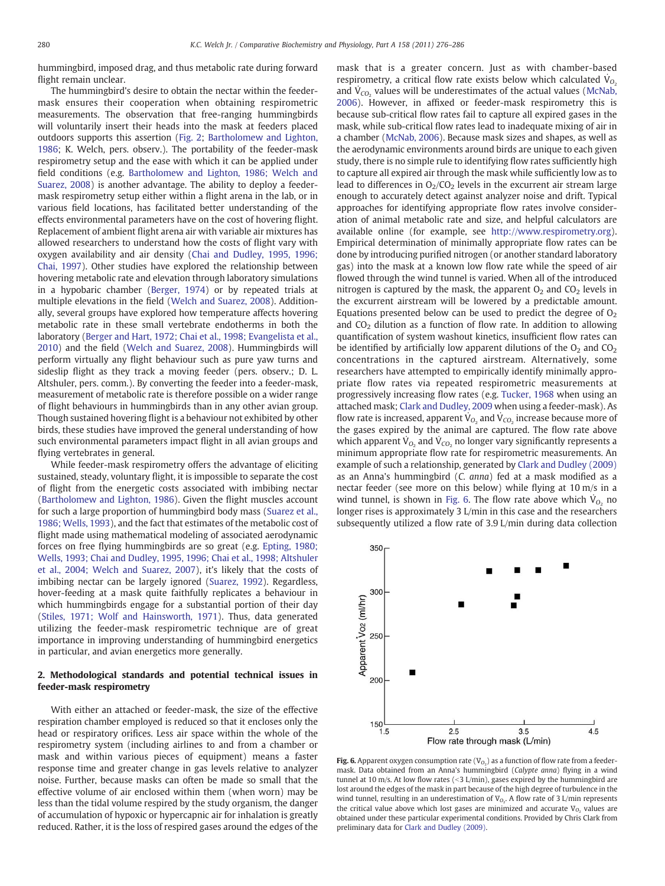hummingbird, imposed drag, and thus metabolic rate during forward flight remain unclear.

The hummingbird's desire to obtain the nectar within the feeder-mask ensures their cooperation when obtaining respirometric measurements. The observation that free-ranging hummingbirds will voluntarily insert their heads into the mask at feeders placed outdoors supports this assertion (Fig. 2; Bartholomew and Lighton, 1986; K. Welch, pers. observ.). The portability of the feeder-mask respirometry setup and the ease with which it can be applied under field conditions (e.g. Bartholomew and Lighton, 1986; Welch and Suarez, 2008) is another advantage. The ability to deploy a feeder-mask respirometry setup either within a flight arena in the lab, or in various field locations, has facilitated better understanding of the effects environmental parameters have on the cost of hovering flight. Replacement of ambient flight arena air with variable air mixtures has allowed researchers to understand how the costs of flight vary with oxygen availability and air density (Chai and Dudley, 1995, 1996; Chai, 1997). Other studies have explored the relationship between hovering metabolic rate and elevation through laboratory simulations in a hypobaric chamber (Berger, 1974) or by repeated trials at multiple elevations in the field (Welch and Suarez, 2008). Additionally, several groups have explored how temperature affects hovering metabolic rate in these small vertebrate endotherms in both the laboratory (Berger and Hart, 1972; Chai et al., 1998; Evangelista et al., 2010) and the field (Welch and Suarez, 2008). Hummingbirds will perform virtually any flight behaviour such as pure yaw turns and sideslip flight as they track a moving feeder (pers. observ.; D. L. Altshuler, pers. comm.). By converting the feeder into a feeder-mask, measurement of metabolic rate is therefore possible on a wider range of flight behaviours in hummingbirds than in any other avian group. Though sustained hovering flight is a behaviour not exhibited by other birds, these studies have improved the general understanding of how such environmental parameters impact flight in all avian groups and flying vertebrates in general.

While feeder-mask respirometry offers the advantage of eliciting sustained, steady, voluntary flight, it is impossible to separate the cost of flight from the energetic costs associated with imbibing nectar (Bartholomew and Lighton, 1986). Given the flight muscles account for such a large proportion of hummingbird body mass (Suarez et al., 1986; Wells, 1993), and the fact that estimates of the metabolic cost of flight made using mathematical modeling of associated aerodynamic forces on free flying hummingbirds are so great (e.g. Epting, 1980; Wells, 1993; Chai and Dudley, 1995, 1996; Chai et al., 1998; Altshuler et al., 2004; Welch and Suarez, 2007), it's likely that the costs of imbibing nectar can be largely ignored (Suarez, 1992). Regardless, hover-feeding at a mask quite faithfully replicates a behaviour in which hummingbirds engage for a substantial portion of their day (Stiles, 1971; Wolf and Hainsworth, 1971). Thus, data generated utilizing the feeder-mask respirometric technique are of great importance in improving understanding of hummingbird energetics in particular, and avian energetics more generally.

## 2. Methodological standards and potential technical issues in feeder-mask respirometry

With either an attached or feeder-mask, the size of the effective respiration chamber employed is reduced so that it encloses only the head or respiratory orifices. Less air space within the whole of the respirometry system (including airlines to and from a chamber or mask and within various pieces of equipment) means a faster response time and greater change in gas levels relative to analyzer noise. Further, because masks can often be made so small that the effective volume of air enclosed within them (when worn) may be less than the tidal volume respired by the study organism, the danger of accumulation of hypoxic or hypercapnic air for inhalation is greatly reduced. Rather, it is the loss of respired gases around the edges of the mask that is a greater concern. Just as with chamber-based respirometry, a critical flow rate exists below which calculated $\dot{V}_{O_2}$ and $\dot{V}_{CO_2}$ values will be underestimates of the actual values (McNab, 2006). However, in affixed or feeder-mask respirometry this is because sub-critical flow rates fail to capture all expired gases in the mask, while sub-critical flow rates lead to inadequate mixing of air in a chamber (McNab, 2006). Because mask sizes and shapes, as well as the aerodynamic environments around birds are unique to each given study, there is no simple rule to identifying flow rates sufficiently high to capture all expired air through the mask while sufficiently low as to lead to differences in $O_2$/$CO_2$ levels in the excurrent air stream large enough to accurately detect against analyzer noise and drift. Typical approaches for identifying appropriate flow rates involve consideration of animal metabolic rate and size, and helpful calculators are available online (for example, see http://www.respirometry.org). Empirical determination of minimally appropriate flow rates can be done by introducing purified nitrogen (or another standard laboratory gas) into the mask at a known low flow rate while the speed of air flowed through the wind tunnel is varied. When all of the introduced nitrogen is captured by the mask, the apparent $O_2$ and $CO_2$ levels in the excurrent airstream will be lowered by a predictable amount. Equations presented below can be used to predict the degree of $O_2$ and $CO_2$ dilution as a function of flow rate. In addition to allowing quantification of system washout kinetics, insufficient flow rates can be identified by artificially low apparent dilutions of the $O_2$ and $CO_2$ concentrations in the captured airstream. Alternatively, some researchers have attempted to empirically identify minimally appropriate flow rates via repeated respirometric measurements at progressively increasing flow rates (e.g. Tucker, 1968 when using an attached mask; Clark and Dudley, 2009 when using a feeder-mask). As flow rate is increased, apparent $\dot{V}_{O_2}$ and $\dot{V}_{CO_2}$ increase because more of the gases expired by the animal are captured. The flow rate above which apparent $\dot{V}_{O_2}$ and $\dot{V}_{CO_2}$ no longer vary significantly represents a minimum appropriate flow rate for respirometric measurements. An example of such a relationship, generated by Clark and Dudley (2009) as an Anna's hummingbird (*C. anna*) fed at a mask modified as a nectar feeder (see more on this below) while flying at 10 m/s in a wind tunnel, is shown in Fig. 6. The flow rate above which $\dot{V}_{O_2}$ no longer rises is approximately 3 L/min in this case and the researchers subsequently utilized a flow rate of 3.9 L/min during data collection

**Fig. 6.** Apparent oxygen consumption rate ($\dot{V}_{O_2}$) as a function of flow rate from a feeder-mask. Data obtained from an Anna's hummingbird (*Calypte anna*) flying in a wind tunnel at 10 m/s. At low flow rates (<3 L/min), gases expired by the hummingbird are lost around the edges of the mask in part because of the high degree of turbulence in the wind tunnel, resulting in an underestimation of $\dot{V}_{O_2}$. A flow rate of 3 L/min represents the critical value above which lost gases are minimized and accurate $\dot{V}_{O_2}$ values are obtained under these particular experimental conditions. Provided by Chris Clark from preliminary data for Clark and Dudley (2009).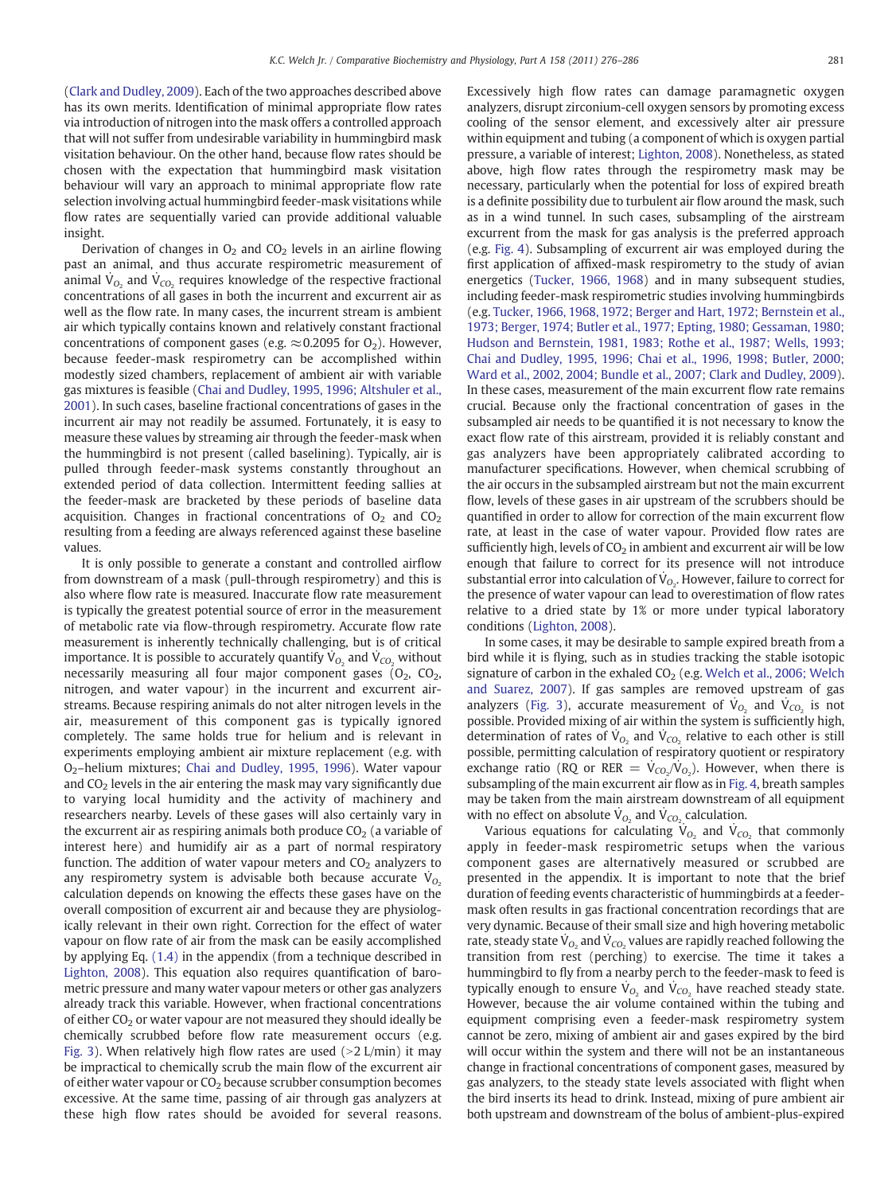(Clark and Dudley, 2009). Each of the two approaches described above has its own merits. Identification of minimal appropriate flow rates via introduction of nitrogen into the mask offers a controlled approach that will not suffer from undesirable variability in hummingbird mask visitation behaviour. On the other hand, because flow rates should be chosen with the expectation that hummingbird mask visitation behaviour will vary an approach to minimal appropriate flow rate selection involving actual hummingbird feeder-mask visitations while flow rates are sequentially varied can provide additional valuable insight.

Derivation of changes in $O_2$ and $CO_2$ levels in an airline flowing past an animal, and thus accurate respirometric measurement of animal $\dot{V}_{O_2}$ and $\dot{V}_{CO_2}$ requires knowledge of the respective fractional concentrations of all gases in both the incurrent and excurrent air as well as the flow rate. In many cases, the incurrent stream is ambient air which typically contains known and relatively constant fractional concentrations of component gases (e.g. $\approx 0.2095$ for $O_2$). However, because feeder-mask respirometry can be accomplished within modestly sized chambers, replacement of ambient air with variable gas mixtures is feasible (Chai and Dudley, 1995, 1996; Altshuler et al., 2001). In such cases, baseline fractional concentrations of gases in the incurrent air may not readily be assumed. Fortunately, it is easy to measure these values by streaming air through the feeder-mask when the hummingbird is not present (called baselining). Typically, air is pulled through feeder-mask systems constantly throughout an extended period of data collection. Intermittent feeding sallies at the feeder-mask are bracketed by these periods of baseline data acquisition. Changes in fractional concentrations of $O_2$ and $CO_2$ resulting from a feeding are always referenced against these baseline values.

It is only possible to generate a constant and controlled airflow from downstream of a mask (pull-through respirometry) and this is also where flow rate is measured. Inaccurate flow rate measurement is typically the greatest potential source of error in the measurement of metabolic rate via flow-through respirometry. Accurate flow rate measurement is inherently technically challenging, but is of critical importance. It is possible to accurately quantify $\dot{V}_{O_2}$ and $\dot{V}_{CO_2}$ without necessarily measuring all four major component gases ($O_2$, $CO_2$, nitrogen, and water vapour) in the incurrent and excurrent airstreams. Because respiring animals do not alter nitrogen levels in the air, measurement of this component gas is typically ignored completely. The same holds true for helium and is relevant in experiments employing ambient air mixture replacement (e.g. with $O_2$–helium mixtures; Chai and Dudley, 1995, 1996). Water vapour and $CO_2$ levels in the air entering the mask may vary significantly due to varying local humidity and the activity of machinery and researchers nearby. Levels of these gases will also certainly vary in the excurrent air as respiring animals both produce $CO_2$ (a variable of interest here) and humidify air as a part of normal respiratory function. The addition of water vapour meters and $CO_2$ analyzers to any respirometry system is advisable both because accurate $\dot{V}_{O_2}$ calculation depends on knowing the effects these gases have on the overall composition of excurrent air and because they are physiologically relevant in their own right. Correction for the effect of water vapour on flow rate of air from the mask can be easily accomplished by applying Eq. (1.4) in the appendix (from a technique described in Lighton, 2008). This equation also requires quantification of barometric pressure and many water vapour meters or other gas analyzers already track this variable. However, when fractional concentrations of either $CO_2$ or water vapour are not measured they should ideally be chemically scrubbed before flow rate measurement occurs (e.g. Fig. 3). When relatively high flow rates are used (>2 L/min) it may be impractical to chemically scrub the main flow of the excurrent air of either water vapour or $CO_2$ because scrubber consumption becomes excessive. At the same time, passing of air through gas analyzers at these high flow rates should be avoided for several reasons. Excessively high flow rates can damage paramagnetic oxygen analyzers, disrupt zirconium-cell oxygen sensors by promoting excess cooling of the sensor element, and excessively alter air pressure within equipment and tubing (a component of which is oxygen partial pressure, a variable of interest; Lighton, 2008). Nonetheless, as stated above, high flow rates through the respirometry mask may be necessary, particularly when the potential for loss of expired breath is a definite possibility due to turbulent air flow around the mask, such as in a wind tunnel. In such cases, subsampling of the airstream excurrent from the mask for gas analysis is the preferred approach (e.g. Fig. 4). Subsampling of excurrent air was employed during the first application of affixed-mask respirometry to the study of avian energetics (Tucker, 1966, 1968) and in many subsequent studies, including feeder-mask respirometric studies involving hummingbirds (e.g. Tucker, 1966, 1968, 1972; Berger and Hart, 1972; Bernstein et al., 1973; Berger, 1974; Butler et al., 1977; Epting, 1980; Gessaman, 1980; Hudson and Bernstein, 1981, 1983; Rothe et al., 1987; Wells, 1993; Chai and Dudley, 1995, 1996; Chai et al., 1996, 1998; Butler, 2000; Ward et al., 2002, 2004; Bundle et al., 2007; Clark and Dudley, 2009). In these cases, measurement of the main excurrent flow rate remains crucial. Because only the fractional concentration of gases in the subsampled air needs to be quantified it is not necessary to know the exact flow rate of this airstream, provided it is reliably constant and gas analyzers have been appropriately calibrated according to manufacturer specifications. However, when chemical scrubbing of the air occurs in the subsampled airstream but not the main excurrent flow, levels of these gases in air upstream of the scrubbers should be quantified in order to allow for correction of the main excurrent flow rate, at least in the case of water vapour. Provided flow rates are sufficiently high, levels of $CO_2$ in ambient and excurrent air will be low enough that failure to correct for its presence will not introduce substantial error into calculation of $\dot{V}_{O_2}$. However, failure to correct for the presence of water vapour can lead to overestimation of flow rates relative to a dried state by 1% or more under typical laboratory conditions (Lighton, 2008).

In some cases, it may be desirable to sample expired breath from a bird while it is flying, such as in studies tracking the stable isotopic signature of carbon in the exhaled $CO_2$ (e.g. Welch et al., 2006; Welch and Suarez, 2007). If gas samples are removed upstream of gas analyzers (Fig. 3), accurate measurement of $\dot{V}_{O_2}$ and $\dot{V}_{CO_2}$ is not possible. Provided mixing of air within the system is sufficiently high, determination of rates of $\dot{V}_{O_2}$ and $\dot{V}_{CO_2}$ relative to each other is still possible, permitting calculation of respiratory quotient or respiratory exchange ratio (RQ or RER $= \dot{V}_{CO_2}/\dot{V}_{O_2}$). However, when there is subsampling of the main excurrent air flow as in Fig. 4, breath samples may be taken from the main airstream downstream of all equipment with no effect on absolute $\dot{V}_{O_2}$ and $\dot{V}_{CO_2}$ calculation.

Various equations for calculating $\dot{V}_{O_2}$ and $\dot{V}_{CO_2}$ that commonly apply in feeder-mask respirometric setups when the various component gases are alternatively measured or scrubbed are presented in the appendix. It is important to note that the brief duration of feeding events characteristic of hummingbirds at a feeder-mask often results in gas fractional concentration recordings that are very dynamic. Because of their small size and high hovering metabolic rate, steady state $\dot{V}_{O_2}$ and $\dot{V}_{CO_2}$ values are rapidly reached following the transition from rest (perching) to exercise. The time it takes a hummingbird to fly from a nearby perch to the feeder-mask to feed is typically enough to ensure $\dot{V}_{O_2}$ and $\dot{V}_{CO_2}$ have reached steady state. However, because the air volume contained within the tubing and equipment comprising even a feeder-mask respirometry system cannot be zero, mixing of ambient air and gases expired by the bird will occur within the system and there will not be an instantaneous change in fractional concentrations of component gases, measured by gas analyzers, to the steady state levels associated with flight when the bird inserts its head to drink. Instead, mixing of pure ambient air both upstream and downstream of the bolus of ambient-plus-expired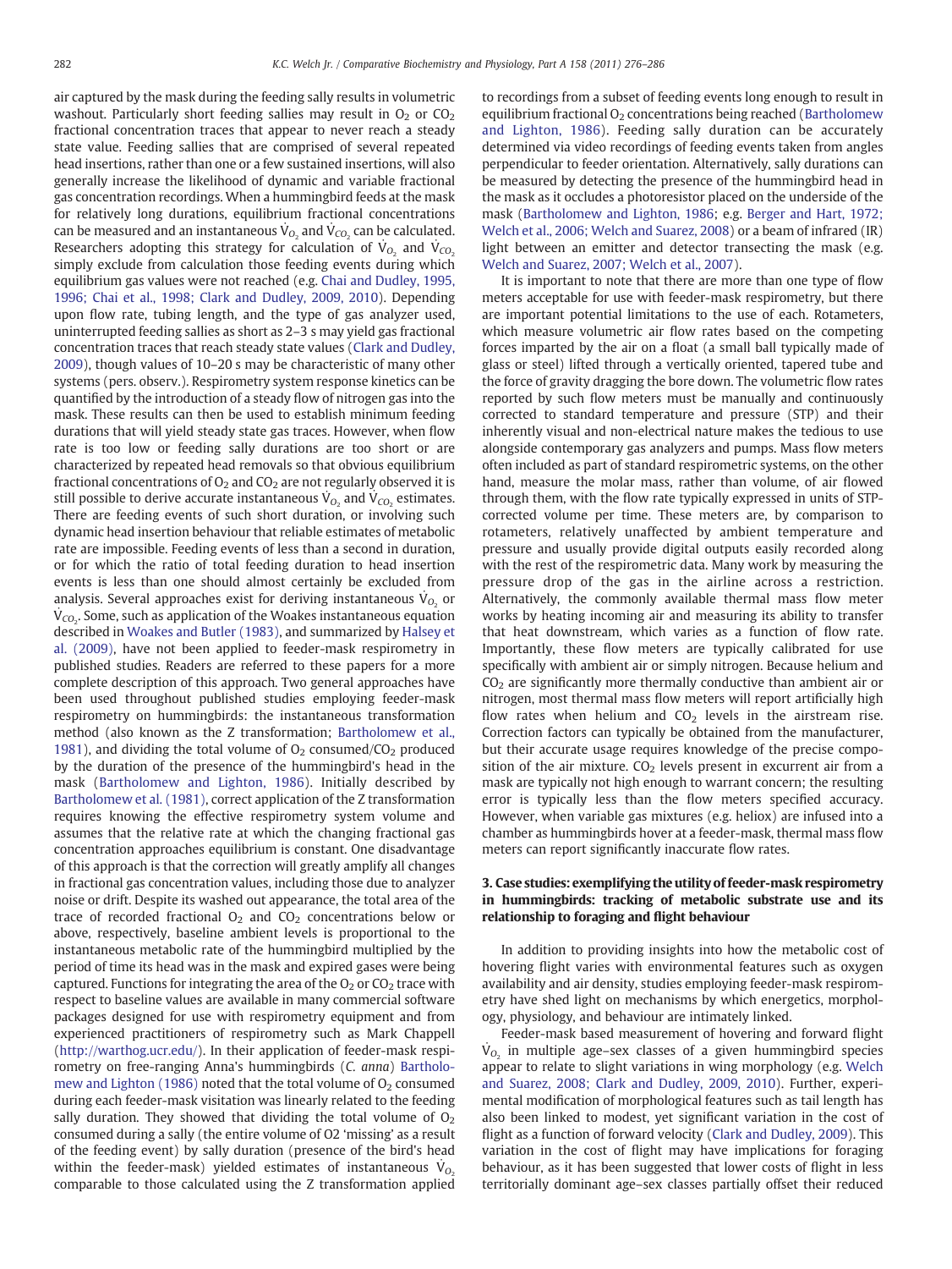air captured by the mask during the feeding sally results in volumetric washout. Particularly short feeding sallies may result in $O_2$ or $CO_2$ fractional concentration traces that appear to never reach a steady state value. Feeding sallies that are comprised of several repeated head insertions, rather than one or a few sustained insertions, will also generally increase the likelihood of dynamic and variable fractional gas concentration recordings. When a hummingbird feeds at the mask for relatively long durations, equilibrium fractional concentrations can be measured and an instantaneous $\dot{V}_{O_2}$ and $\dot{V}_{CO_2}$ can be calculated. Researchers adopting this strategy for calculation of $\dot{V}_{O_2}$ and $\dot{V}_{CO_2}$ simply exclude from calculation those feeding events during which equilibrium gas values were not reached (e.g. Chai and Dudley, 1995, 1996; Chai et al., 1998; Clark and Dudley, 2009, 2010). Depending upon flow rate, tubing length, and the type of gas analyzer used, uninterrupted feeding sallies as short as 2–3 s may yield gas fractional concentration traces that reach steady state values (Clark and Dudley, 2009), though values of 10–20 s may be characteristic of many other systems (pers. observ.). Respirometry system response kinetics can be quantified by the introduction of a steady flow of nitrogen gas into the mask. These results can then be used to establish minimum feeding durations that will yield steady state gas traces. However, when flow rate is too low or feeding sally durations are too short or are characterized by repeated head removals so that obvious equilibrium fractional concentrations of $O_2$ and $CO_2$ are not regularly observed it is still possible to derive accurate instantaneous $\dot{V}_{O_2}$ and $\dot{V}_{CO_2}$ estimates. There are feeding events of such short duration, or involving such dynamic head insertion behaviour that reliable estimates of metabolic rate are impossible. Feeding events of less than a second in duration, or for which the ratio of total feeding duration to head insertion events is less than one should almost certainly be excluded from analysis. Several approaches exist for deriving instantaneous $\dot{V}_{O_2}$ or $\dot{V}_{CO_2}$. Some, such as application of the Woakes instantaneous equation described in Woakes and Butler (1983), and summarized by Halsey et al. (2009), have not been applied to feeder-mask respirometry in published studies. Readers are referred to these papers for a more complete description of this approach. Two general approaches have been used throughout published studies employing feeder-mask respirometry on hummingbirds: the instantaneous transformation method (also known as the Z transformation; Bartholomew et al., 1981), and dividing the total volume of $O_2$ consumed/$CO_2$ produced by the duration of the presence of the hummingbird's head in the mask (Bartholomew and Lighton, 1986). Initially described by Bartholomew et al. (1981), correct application of the Z transformation requires knowing the effective respirometry system volume and assumes that the relative rate at which the changing fractional gas concentration approaches equilibrium is constant. One disadvantage of this approach is that the correction will greatly amplify all changes in fractional gas concentration values, including those due to analyzer noise or drift. Despite its washed out appearance, the total area of the trace of recorded fractional $O_2$ and $CO_2$ concentrations below or above, respectively, baseline ambient levels is proportional to the instantaneous metabolic rate of the hummingbird multiplied by the period of time its head was in the mask and expired gases were being captured. Functions for integrating the area of the $O_2$ or $CO_2$ trace with respect to baseline values are available in many commercial software packages designed for use with respirometry equipment and from experienced practitioners of respirometry such as Mark Chappell (http://warthog.ucr.edu/). In their application of feeder-mask respirometry on free-ranging Anna's hummingbirds (*C. anna*) Bartholomew and Lighton (1986) noted that the total volume of $O_2$ consumed during each feeder-mask visitation was linearly related to the feeding sally duration. They showed that dividing the total volume of $O_2$ consumed during a sally (the entire volume of O2 'missing' as a result of the feeding event) by sally duration (presence of the bird's head within the feeder-mask) yielded estimates of instantaneous $\dot{V}_{O_2}$ comparable to those calculated using the Z transformation applied to recordings from a subset of feeding events long enough to result in equilibrium fractional $O_2$ concentrations being reached (Bartholomew and Lighton, 1986). Feeding sally duration can be accurately determined via video recordings of feeding events taken from angles perpendicular to feeder orientation. Alternatively, sally durations can be measured by detecting the presence of the hummingbird head in the mask as it occludes a photoresistor placed on the underside of the mask (Bartholomew and Lighton, 1986; e.g. Berger and Hart, 1972; Welch et al., 2006; Welch and Suarez, 2008) or a beam of infrared (IR) light between an emitter and detector transecting the mask (e.g. Welch and Suarez, 2007; Welch et al., 2007).

It is important to note that there are more than one type of flow meters acceptable for use with feeder-mask respirometry, but there are important potential limitations to the use of each. Rotameters, which measure volumetric air flow rates based on the competing forces imparted by the air on a float (a small ball typically made of glass or steel) lifted through a vertically oriented, tapered tube and the force of gravity dragging the bore down. The volumetric flow rates reported by such flow meters must be manually and continuously corrected to standard temperature and pressure (STP) and their inherently visual and non-electrical nature makes the tedious to use alongside contemporary gas analyzers and pumps. Mass flow meters often included as part of standard respirometric systems, on the other hand, measure the molar mass, rather than volume, of air flowed through them, with the flow rate typically expressed in units of STP-corrected volume per time. These meters are, by comparison to rotameters, relatively unaffected by ambient temperature and pressure and usually provide digital outputs easily recorded along with the rest of the respirometric data. Many work by measuring the pressure drop of the gas in the airline across a restriction. Alternatively, the commonly available thermal mass flow meter works by heating incoming air and measuring its ability to transfer that heat downstream, which varies as a function of flow rate. Importantly, these flow meters are typically calibrated for use specifically with ambient air or simply nitrogen. Because helium and $CO_2$ are significantly more thermally conductive than ambient air or nitrogen, most thermal mass flow meters will report artificially high flow rates when helium and $CO_2$ levels in the airstream rise. Correction factors can typically be obtained from the manufacturer, but their accurate usage requires knowledge of the precise composition of the air mixture. $CO_2$ levels present in excurrent air from a mask are typically not high enough to warrant concern; the resulting error is typically less than the flow meters specified accuracy. However, when variable gas mixtures (e.g. heliox) are infused into a chamber as hummingbirds hover at a feeder-mask, thermal mass flow meters can report significantly inaccurate flow rates.

## 3. Case studies: exemplifying the utility of feeder-mask respirometry in hummingbirds: tracking of metabolic substrate use and its relationship to foraging and flight behaviour

In addition to providing insights into how the metabolic cost of hovering flight varies with environmental features such as oxygen availability and air density, studies employing feeder-mask respirometry have shed light on mechanisms by which energetics, morphology, physiology, and behaviour are intimately linked.

Feeder-mask based measurement of hovering and forward flight $\dot{V}_{O_2}$ in multiple age–sex classes of a given hummingbird species appear to relate to slight variations in wing morphology (e.g. Welch and Suarez, 2008; Clark and Dudley, 2009, 2010). Further, experimental modification of morphological features such as tail length has also been linked to modest, yet significant variation in the cost of flight as a function of forward velocity (Clark and Dudley, 2009). This variation in the cost of flight may have implications for foraging behaviour, as it has been suggested that lower costs of flight in less territorially dominant age–sex classes partially offset their reduced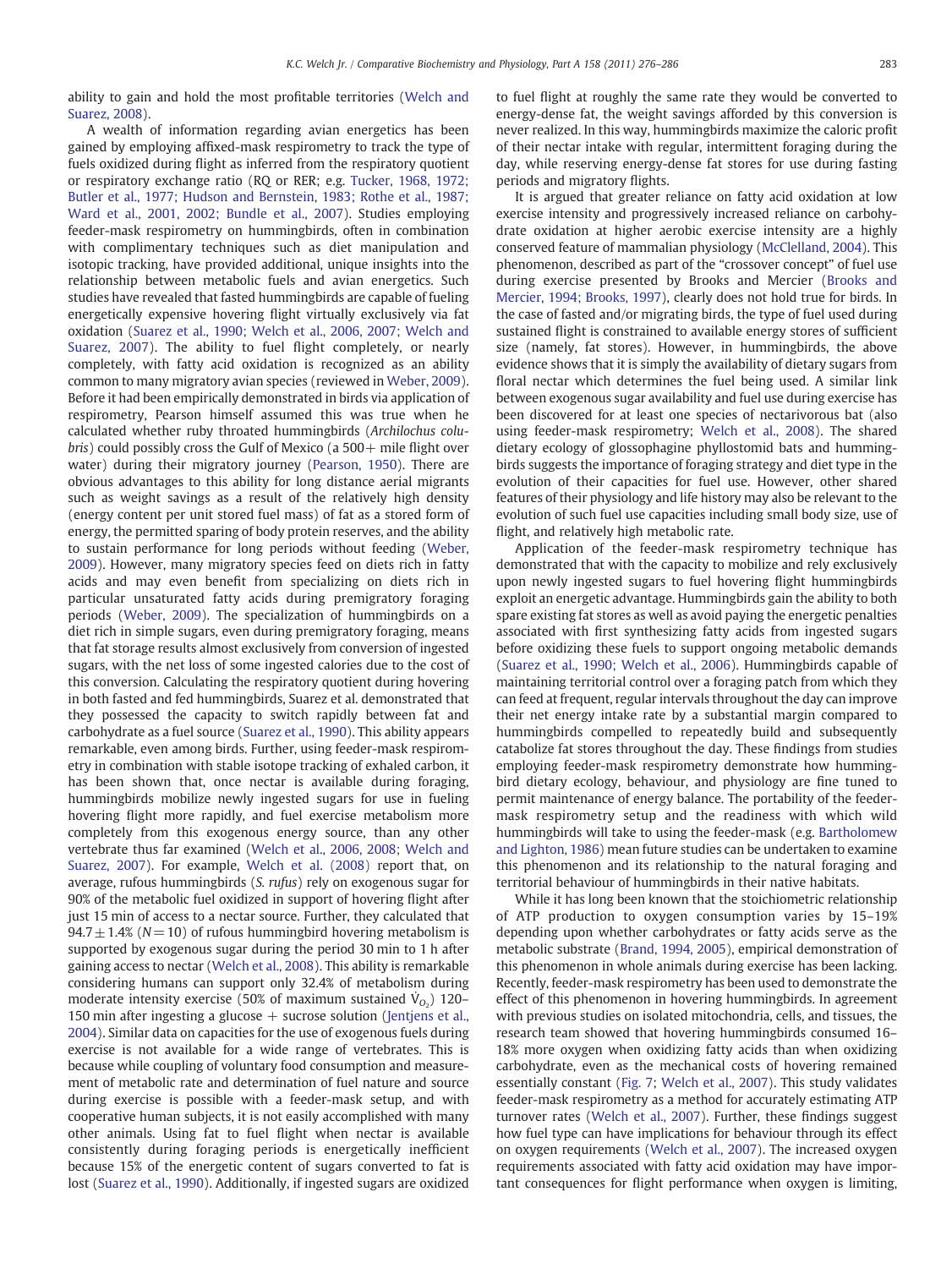ability to gain and hold the most profitable territories (Welch and Suarez, 2008).

A wealth of information regarding avian energetics has been gained by employing affixed-mask respirometry to track the type of fuels oxidized during flight as inferred from the respiratory quotient or respiratory exchange ratio (RQ or RER; e.g. Tucker, 1968, 1972; Butler et al., 1977; Hudson and Bernstein, 1983; Rothe et al., 1987; Ward et al., 2001, 2002; Bundle et al., 2007). Studies employing feeder-mask respirometry on hummingbirds, often in combination with complimentary techniques such as diet manipulation and isotopic tracking, have provided additional, unique insights into the relationship between metabolic fuels and avian energetics. Such studies have revealed that fasted hummingbirds are capable of fueling energetically expensive hovering flight virtually exclusively via fat oxidation (Suarez et al., 1990; Welch et al., 2006, 2007; Welch and Suarez, 2007). The ability to fuel flight completely, or nearly completely, with fatty acid oxidation is recognized as an ability common to many migratory avian species (reviewed in Weber, 2009). Before it had been empirically demonstrated in birds via application of respirometry, Pearson himself assumed this was true when he calculated whether ruby throated hummingbirds (*Archilochus colubris*) could possibly cross the Gulf of Mexico (a 500+ mile flight over water) during their migratory journey (Pearson, 1950). There are obvious advantages to this ability for long distance aerial migrants such as weight savings as a result of the relatively high density (energy content per unit stored fuel mass) of fat as a stored form of energy, the permitted sparing of body protein reserves, and the ability to sustain performance for long periods without feeding (Weber, 2009). However, many migratory species feed on diets rich in fatty acids and may even benefit from specializing on diets rich in particular unsaturated fatty acids during premigratory foraging periods (Weber, 2009). The specialization of hummingbirds on a diet rich in simple sugars, even during premigratory foraging, means that fat storage results almost exclusively from conversion of ingested sugars, with the net loss of some ingested calories due to the cost of this conversion. Calculating the respiratory quotient during hovering in both fasted and fed hummingbirds, Suarez et al. demonstrated that they possessed the capacity to switch rapidly between fat and carbohydrate as a fuel source (Suarez et al., 1990). This ability appears remarkable, even among birds. Further, using feeder-mask respirometry in combination with stable isotope tracking of exhaled carbon, it has been shown that, once nectar is available during foraging, hummingbirds mobilize newly ingested sugars for use in fueling hovering flight more rapidly, and fuel exercise metabolism more completely from this exogenous energy source, than any other vertebrate thus far examined (Welch et al., 2006, 2008; Welch and Suarez, 2007). For example, Welch et al. (2008) report that, on average, rufous hummingbirds (*S. rufus*) rely on exogenous sugar for 90% of the metabolic fuel oxidized in support of hovering flight after just 15 min of access to a nectar source. Further, they calculated that 94.7 ± 1.4% (N = 10) of rufous hummingbird hovering metabolism is supported by exogenous sugar during the period 30 min to 1 h after gaining access to nectar (Welch et al., 2008). This ability is remarkable considering humans can support only 32.4% of metabolism during moderate intensity exercise (50% of maximum sustained $\dot{V}_{O_2}$) 120–150 min after ingesting a glucose + sucrose solution (Jentjens et al., 2004). Similar data on capacities for the use of exogenous fuels during exercise is not available for a wide range of vertebrates. This is because while coupling of voluntary food consumption and measurement of metabolic rate and determination of fuel nature and source during exercise is possible with a feeder-mask setup, and with cooperative human subjects, it is not easily accomplished with many other animals. Using fat to fuel flight when nectar is available consistently during foraging periods is energetically inefficient because 15% of the energetic content of sugars converted to fat is lost (Suarez et al., 1990). Additionally, if ingested sugars are oxidized to fuel flight at roughly the same rate they would be converted to energy-dense fat, the weight savings afforded by this conversion is never realized. In this way, hummingbirds maximize the caloric profit of their nectar intake with regular, intermittent foraging during the day, while reserving energy-dense fat stores for use during fasting periods and migratory flights.

It is argued that greater reliance on fatty acid oxidation at low exercise intensity and progressively increased reliance on carbohydrate oxidation at higher aerobic exercise intensity are a highly conserved feature of mammalian physiology (McClelland, 2004). This phenomenon, described as part of the "crossover concept" of fuel use during exercise presented by Brooks and Mercier (Brooks and Mercier, 1994; Brooks, 1997), clearly does not hold true for birds. In the case of fasted and/or migrating birds, the type of fuel used during sustained flight is constrained to available energy stores of sufficient size (namely, fat stores). However, in hummingbirds, the above evidence shows that it is simply the availability of dietary sugars from floral nectar which determines the fuel being used. A similar link between exogenous sugar availability and fuel use during exercise has been discovered for at least one species of nectarivorous bat (also using feeder-mask respirometry; Welch et al., 2008). The shared dietary ecology of glossophagine phyllostomid bats and hummingbirds suggests the importance of foraging strategy and diet type in the evolution of their capacities for fuel use. However, other shared features of their physiology and life history may also be relevant to the evolution of such fuel use capacities including small body size, use of flight, and relatively high metabolic rate.

Application of the feeder-mask respirometry technique has demonstrated that with the capacity to mobilize and rely exclusively upon newly ingested sugars to fuel hovering flight hummingbirds exploit an energetic advantage. Hummingbirds gain the ability to both spare existing fat stores as well as avoid paying the energetic penalties associated with first synthesizing fatty acids from ingested sugars before oxidizing these fuels to support ongoing metabolic demands (Suarez et al., 1990; Welch et al., 2006). Hummingbirds capable of maintaining territorial control over a foraging patch from which they can feed at frequent, regular intervals throughout the day can improve their net energy intake rate by a substantial margin compared to hummingbirds compelled to repeatedly build and subsequently catabolize fat stores throughout the day. These findings from studies employing feeder-mask respirometry demonstrate how hummingbird dietary ecology, behaviour, and physiology are fine tuned to permit maintenance of energy balance. The portability of the feeder-mask respirometry setup and the readiness with which wild hummingbirds will take to using the feeder-mask (e.g. Bartholomew and Lighton, 1986) mean future studies can be undertaken to examine this phenomenon and its relationship to the natural foraging and territorial behaviour of hummingbirds in their native habitats.

While it has long been known that the stoichiometric relationship of ATP production to oxygen consumption varies by 15–19% depending upon whether carbohydrates or fatty acids serve as the metabolic substrate (Brand, 1994, 2005), empirical demonstration of this phenomenon in whole animals during exercise has been lacking. Recently, feeder-mask respirometry has been used to demonstrate the effect of this phenomenon in hovering hummingbirds. In agreement with previous studies on isolated mitochondria, cells, and tissues, the research team showed that hovering hummingbirds consumed 16–18% more oxygen when oxidizing fatty acids than when oxidizing carbohydrate, even as the mechanical costs of hovering remained essentially constant (Fig. 7; Welch et al., 2007). This study validates feeder-mask respirometry as a method for accurately estimating ATP turnover rates (Welch et al., 2007). Further, these findings suggest how fuel type can have implications for behaviour through its effect on oxygen requirements (Welch et al., 2007). The increased oxygen requirements associated with fatty acid oxidation may have important consequences for flight performance when oxygen is limiting,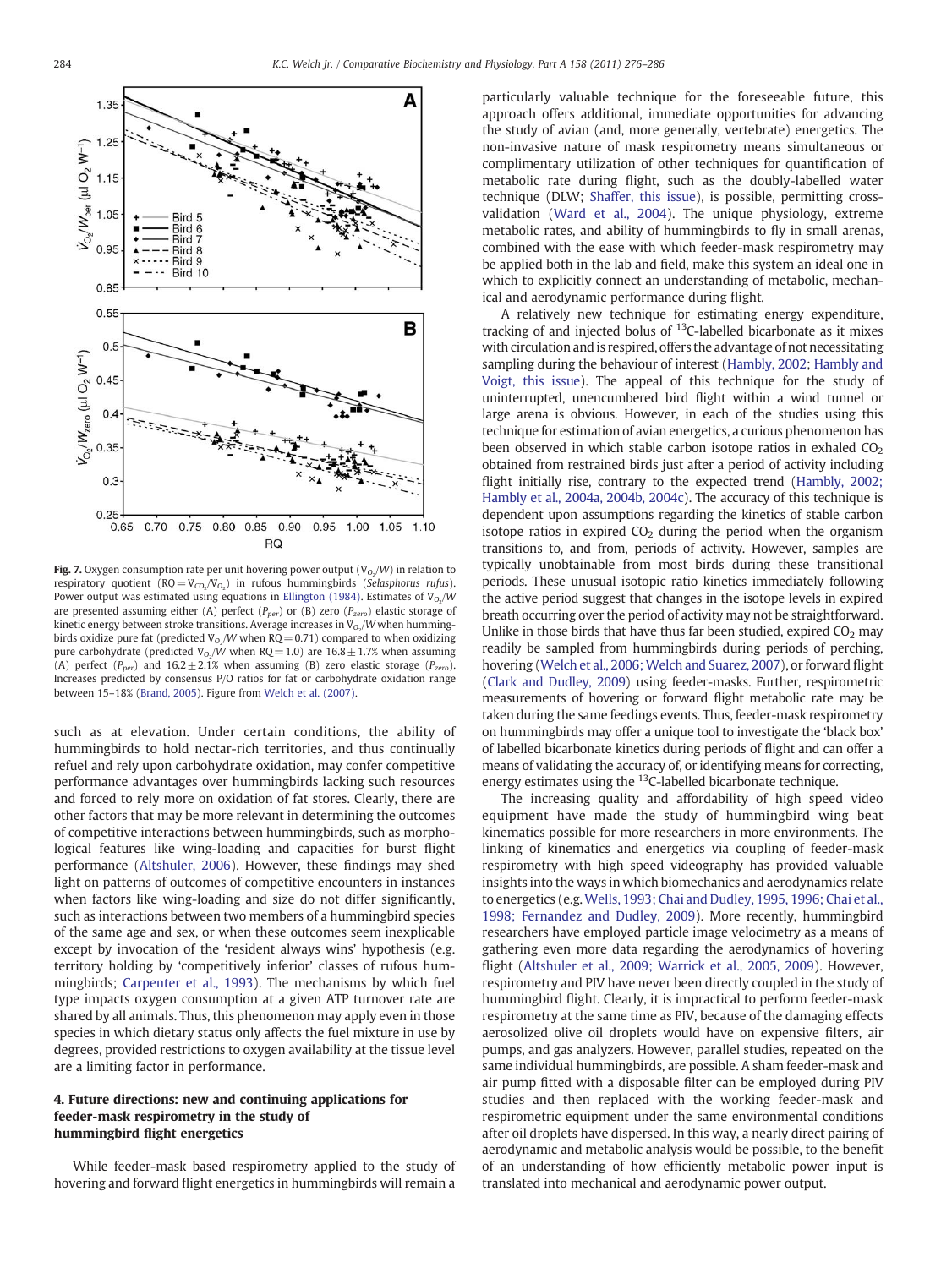A

1.35

1.25

1.15

1.05

0.95

0.85

$\dot{V}_{O_2}/W_{per}$ (µl $O_2$ $W^{-1}$)

Bird 5
Bird 6
Bird 7
Bird 8
Bird 9
Bird 10

B

0.55

0.5

0.45

0.4

0.35

0.3

0.25

$\dot{V}_{O_2}/W_{zero}$ (µl $O_2$ $W^{-1}$)

0.65 0.70 0.75 0.80 0.85 0.90 0.95 1.00 1.05 1.10

RQ

**Fig. 7.** Oxygen consumption rate per unit hovering power output ($\dot{V}_{O_2}/W$) in relation to respiratory quotient ($RQ = \dot{V}_{CO_2}/\dot{V}_{O_2}$) in rufous hummingbirds (*Selasphorus rufus*). Power output was estimated using equations in Ellington (1984). Estimates of $\dot{V}_{O_2}/W$ are presented assuming either (A) perfect ($P_{per}$) or (B) zero ($P_{zero}$) elastic storage of kinetic energy between stroke transitions. Average increases in $\dot{V}_{O_2}/W$ when hummingbirds oxidize pure fat (predicted $\dot{V}_{O_2}/W$ when $RQ = 0.71$) compared to when oxidizing pure carbohydrate (predicted $\dot{V}_{O_2}/W$ when $RQ = 1.0$) are $16.8 \pm 1.7\%$ when assuming (A) perfect ($P_{per}$) and $16.2 \pm 2.1\%$ when assuming (B) zero elastic storage ($P_{zero}$). Increases predicted by consensus P/O ratios for fat or carbohydrate oxidation range between 15–18% (Brand, 2005). Figure from Welch et al. (2007).

such as at elevation. Under certain conditions, the ability of hummingbirds to hold nectar-rich territories, and thus continually refuel and rely upon carbohydrate oxidation, may confer competitive performance advantages over hummingbirds lacking such resources and forced to rely more on oxidation of fat stores. Clearly, there are other factors that may be more relevant in determining the outcomes of competitive interactions between hummingbirds, such as morphological features like wing-loading and capacities for burst flight performance (Altshuler, 2006). However, these findings may shed light on patterns of outcomes of competitive encounters in instances when factors like wing-loading and size do not differ significantly, such as interactions between two members of a hummingbird species of the same age and sex, or when these outcomes seem inexplicable except by invocation of the 'resident always wins' hypothesis (e.g. territory holding by 'competitively inferior' classes of rufous hummingbirds; Carpenter et al., 1993). The mechanisms by which fuel type impacts oxygen consumption at a given ATP turnover rate are shared by all animals. Thus, this phenomenon may apply even in those species in which dietary status only affects the fuel mixture in use by degrees, provided restrictions to oxygen availability at the tissue level are a limiting factor in performance.

## 4. Future directions: new and continuing applications for feeder-mask respirometry in the study of hummingbird flight energetics

While feeder-mask based respirometry applied to the study of hovering and forward flight energetics in hummingbirds will remain a particularly valuable technique for the foreseeable future, this approach offers additional, immediate opportunities for advancing the study of avian (and, more generally, vertebrate) energetics. The non-invasive nature of mask respirometry means simultaneous or complimentary utilization of other techniques for quantification of metabolic rate during flight, such as the doubly-labelled water technique (DLW; Shaffer, this issue), is possible, permitting cross-validation (Ward et al., 2004). The unique physiology, extreme metabolic rates, and ability of hummingbirds to fly in small arenas, combined with the ease with which feeder-mask respirometry may be applied both in the lab and field, make this system an ideal one in which to explicitly connect an understanding of metabolic, mechanical and aerodynamic performance during flight.

A relatively new technique for estimating energy expenditure, tracking of and injected bolus of $^{13}C$-labelled bicarbonate as it mixes with circulation and is respired, offers the advantage of not necessitating sampling during the behaviour of interest (Hambly, 2002; Hambly and Voigt, this issue). The appeal of this technique for the study of uninterrupted, unencumbered bird flight within a wind tunnel or large arena is obvious. However, in each of the studies using this technique for estimation of avian energetics, a curious phenomenon has been observed in which stable carbon isotope ratios in exhaled $CO_2$ obtained from restrained birds just after a period of activity including flight initially rise, contrary to the expected trend (Hambly, 2002; Hambly et al., 2004a, 2004b, 2004c). The accuracy of this technique is dependent upon assumptions regarding the kinetics of stable carbon isotope ratios in expired $CO_2$ during the period when the organism transitions to, and from, periods of activity. However, samples are typically unobtainable from most birds during these transitional periods. These unusual isotopic ratio kinetics immediately following the active period suggest that changes in the isotope levels in expired breath occurring over the period of activity may not be straightforward. Unlike in those birds that have thus far been studied, expired $CO_2$ may readily be sampled from hummingbirds during periods of perching, hovering (Welch et al., 2006; Welch and Suarez, 2007), or forward flight (Clark and Dudley, 2009) using feeder-masks. Further, respirometric measurements of hovering or forward flight metabolic rate may be taken during the same feedings events. Thus, feeder-mask respirometry on hummingbirds may offer a unique tool to investigate the 'black box' of labelled bicarbonate kinetics during periods of flight and can offer a means of validating the accuracy of, or identifying means for correcting, energy estimates using the $^{13}C$-labelled bicarbonate technique.

The increasing quality and affordability of high speed video equipment have made the study of hummingbird wing beat kinematics possible for more researchers in more environments. The linking of kinematics and energetics via coupling of feeder-mask respirometry with high speed videography has provided valuable insights into the ways in which biomechanics and aerodynamics relate to energetics (e.g. Wells, 1993; Chai and Dudley, 1995, 1996; Chai et al., 1998; Fernandez and Dudley, 2009). More recently, hummingbird researchers have employed particle image velocimetry as a means of gathering even more data regarding the aerodynamics of hovering flight (Altshuler et al., 2009; Warrick et al., 2005, 2009). However, respirometry and PIV have never been directly coupled in the study of hummingbird flight. Clearly, it is impractical to perform feeder-mask respirometry at the same time as PIV, because of the damaging effects aerosolized olive oil droplets would have on expensive filters, air pumps, and gas analyzers. However, parallel studies, repeated on the same individual hummingbirds, are possible. A sham feeder-mask and air pump fitted with a disposable filter can be employed during PIV studies and then replaced with the working feeder-mask and respirometric equipment under the same environmental conditions after oil droplets have dispersed. In this way, a nearly direct pairing of aerodynamic and metabolic analysis would be possible, to the benefit of an understanding of how efficiently metabolic power input is translated into mechanical and aerodynamic power output.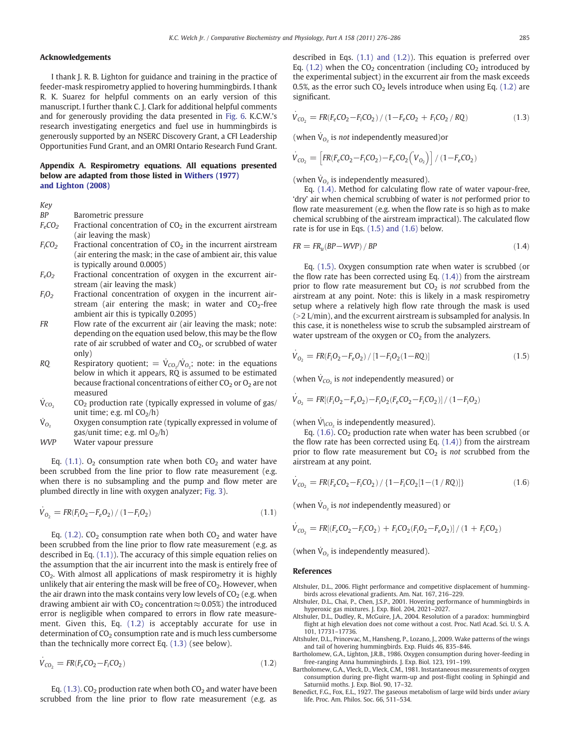## Acknowledgements

I thank J. R. B. Lighton for guidance and training in the practice of feeder-mask respirometry applied to hovering hummingbirds. I thank R. K. Suarez for helpful comments on an early version of this manuscript. I further thank C. J. Clark for additional helpful comments and for generously providing the data presented in Fig. 6. K.C.W.'s research investigating energetics and fuel use in hummingbirds is generously supported by an NSERC Discovery Grant, a CFI Leadership Opportunities Fund Grant, and an OMRI Ontario Research Fund Grant.

## Appendix A. Respirometry equations. All equations presented below are adapted from those listed in Withers (1977) and Lighton (2008)

*Key*

- *BP* — Barometric pressure
- $F_eCO_2$ — Fractional concentration of $CO_2$ in the excurrent airstream (air leaving the mask)
- $F_iCO_2$ — Fractional concentration of $CO_2$ in the incurrent airstream (air entering the mask; in the case of ambient air, this value is typically around 0.0005)
- $F_eO_2$ — Fractional concentration of oxygen in the excurrent airstream (air leaving the mask)
- $F_iO_2$ — Fractional concentration of oxygen in the incurrent airstream (air entering the mask; in water and $CO_2$-free ambient air this is typically 0.2095)
- *FR* — Flow rate of the excurrent air (air leaving the mask; note: depending on the equation used below, this may be the flow rate of air scrubbed of water and $CO_2$, or scrubbed of water only)
- *RQ* — Respiratory quotient; $= \dot{V}_{CO_2}/\dot{V}_{O_2}$; note: in the equations below in which it appears, RQ is assumed to be estimated because fractional concentrations of either $CO_2$ or $O_2$ are not measured
- $\dot{V}_{CO_2}$ — $CO_2$ production rate (typically expressed in volume of gas/unit time; e.g. ml $CO_2$/h)
- $\dot{V}_{O_2}$ — Oxygen consumption rate (typically expressed in volume of gas/unit time; e.g. ml $O_2$/h)
- *WVP* — Water vapour pressure

Eq. (1.1). $O_2$ consumption rate when both $CO_2$ and water have been scrubbed from the line prior to flow rate measurement (e.g. when there is no subsampling and the pump and flow meter are plumbed directly in line with oxygen analyzer; Fig. 3).

$$\dot{V}_{O_2} = FR(F_iO_2 - F_eO_2)/(1 - F_iO_2) \tag{1.1}$$

Eq. (1.2). $CO_2$ consumption rate when both $CO_2$ and water have been scrubbed from the line prior to flow rate measurement (e.g. as described in Eq. (1.1)). The accuracy of this simple equation relies on the assumption that the air incurrent into the mask is entirely free of $CO_2$. With almost all applications of mask respirometry it is highly unlikely that air entering the mask will be free of $CO_2$. However, when the air drawn into the mask contains very low levels of $CO_2$ (e.g. when drawing ambient air with $CO_2$ concentration ≈ 0.05%) the introduced error is negligible when compared to errors in flow rate measurement. Given this, Eq. (1.2) is acceptably accurate for use in determination of $CO_2$ consumption rate and is much less cumbersome than the technically more correct Eq. (1.3) (see below).

$$\dot{V}_{CO_2} = FR(F_eCO_2 - F_iCO_2) \tag{1.2}$$

Eq. (1.3). $CO_2$ production rate when both $CO_2$ and water have been scrubbed from the line prior to flow rate measurement (e.g. as described in Eqs. (1.1) and (1.2)). This equation is preferred over Eq. (1.2) when the $CO_2$ concentration (including $CO_2$ introduced by the experimental subject) in the excurrent air from the mask exceeds 0.5%, as the error such $CO_2$ levels introduce when using Eq. (1.2) are significant.

$$\dot{V}_{CO_2} = FR(F_eCO_2 - F_iCO_2)/(1 - F_eCO_2 + F_iCO_2/RQ) \tag{1.3}$$

(when $\dot{V}_{O_2}$ is *not* independently measured)or

$$\dot{V}_{CO_2} = \left[FR(F_eCO_2 - F_iCO_2) - F_eCO_2\left(V_{O_2}\right)\right]/(1 - F_eCO_2)$$

(when $\dot{V}_{O_2}$ is independently measured).

Eq. (1.4). Method for calculating flow rate of water vapour-free, 'dry' air when chemical scrubbing of water is *not* performed prior to flow rate measurement (e.g. when the flow rate is so high as to make chemical scrubbing of the airstream impractical). The calculated flow rate is for use in Eqs. (1.5) and (1.6) below.

$$FR = FR_u(BP - WVP)/BP \tag{1.4}$$

Eq. (1.5). Oxygen consumption rate when water is scrubbed (or the flow rate has been corrected using Eq. (1.4)) from the airstream prior to flow rate measurement but $CO_2$ is *not* scrubbed from the airstream at any point. Note: this is likely in a mask respirometry setup where a relatively high flow rate through the mask is used (>2 L/min), and the excurrent airstream is subsampled for analysis. In this case, it is nonetheless wise to scrub the subsampled airstream of water upstream of the oxygen or $CO_2$ from the analyzers.

$$\dot{V}_{O_2} = FR(F_iO_2 - F_eO_2)/[1 - F_iO_2(1 - RQ)] \tag{1.5}$$

(when $\dot{V}_{CO_2}$ is *not* independently measured) or

$$\dot{V}_{O_2} = FR[(F_iO_2 - F_eO_2) - F_iO_2(F_eCO_2 - F_iCO_2)]/(1 - F_iO_2)$$

(when $\dot{V}_{CO_2}$ is independently measured).

Eq. (1.6). $CO_2$ production rate when water has been scrubbed (or the flow rate has been corrected using Eq. (1.4)) from the airstream prior to flow rate measurement but $CO_2$ is *not* scrubbed from the airstream at any point.

$$\dot{V}_{CO_2} = FR(F_eCO_2 - F_iCO_2)/\{1 - F_iCO_2[1 - (1/RQ)]\} \tag{1.6}$$

(when $\dot{V}_{O_2}$ is *not* independently measured) or

$$\dot{V}_{CO_2} = FR[(F_eCO_2 - F_iCO_2) + F_iCO_2(F_iO_2 - F_eO_2)]/(1 + F_iCO_2)$$

(when $\dot{V}_{O_2}$ is independently measured).

## References

Altshuler, D.L., 2006. Flight performance and competitive displacement of hummingbirds across elevational gradients. Am. Nat. 167, 216–229.

Altshuler, D.L., Chai, P., Chen, J.S.P., 2001. Hovering performance of hummingbirds in hyperoxic gas mixtures. J. Exp. Biol. 204, 2021–2027.

Altshuler, D.L., Dudley, R., McGuire, J.A., 2004. Resolution of a paradox: hummingbird flight at high elevation does not come without a cost. Proc. Natl Acad. Sci. U. S. A. 101, 17731–17736.

Altshuler, D.L., Princevac, M., Hansheng, P., Lozano, J., 2009. Wake patterns of the wings and tail of hovering hummingbirds. Exp. Fluids 46, 835–846.

Bartholomew, G.A., Lighton, J.R.B., 1986. Oxygen consumption during hover-feeding in free-ranging Anna hummingbirds. J. Exp. Biol. 123, 191–199.

Bartholomew, G.A., Vleck, D., Vleck, C.M., 1981. Instantaneous measurements of oxygen consumption during pre-flight warm-up and post-flight cooling in Sphingid and Saturniid moths. J. Exp. Biol. 90, 17–32.

Benedict, F.G., Fox, E.L., 1927. The gaseous metabolism of large wild birds under aviary life. Proc. Am. Philos. Soc. 66, 511–534.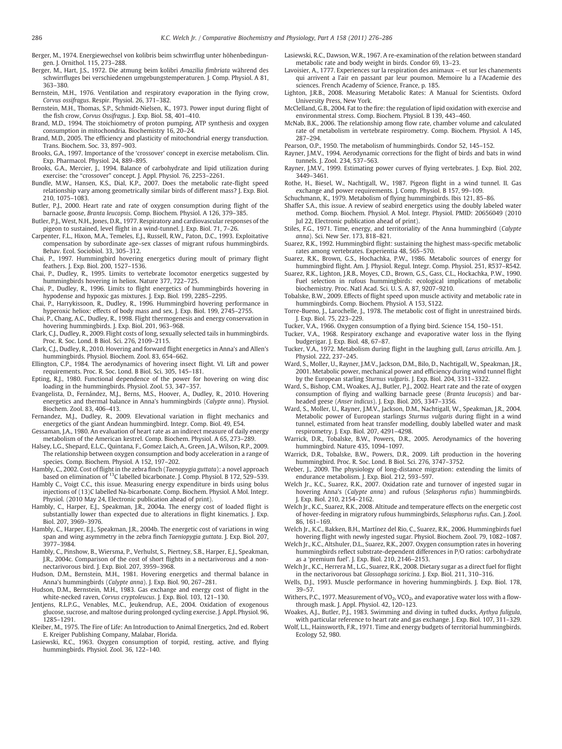Berger, M., 1974. Energiewechsel von kolibris beim schwirrflug unter höhenbedingungen. J. Ornithol. 115, 273–288.

Berger, M., Hart, J.S., 1972. Die atmung beim kolibri *Amazilia fimbriata* während des schwirrfluges bei verschiedenen umgebungstemperaturen. J. Comp. Physiol. A 81, 363–380.

Bernstein, M.H., 1976. Ventilation and respiratory evaporation in the flying crow, *Corvus ossifragus*. Respir. Physiol. 26, 371–382.

Bernstein, M.H., Thomas, S.P., Schmidt-Nielsen, K., 1973. Power input during flight of the fish crow, *Corvus Ossifragus*. J. Exp. Biol. 58, 401–410.

Brand, M.D., 1994. The stoichiometry of proton pumping, ATP synthesis and oxygen consumption in mitochondria. Biochemistry 16, 20–24.

Brand, M.D., 2005. The efficiency and plasticity of mitochondrial energy transduction. Trans. Biochem. Soc. 33, 897–903.

Brooks, G.A., 1997. Importance of the 'crossover' concept in exercise metabolism. Clin. Exp. Pharmacol. Physiol. 24, 889–895.

Brooks, G.A., Mercier, J., 1994. Balance of carbohydrate and lipid utilization during exercise: the "crossover" concept. J. Appl. Physiol. 76, 2253–2261.

Bundle, M.W., Hansen, K.S., Dial, K.P., 2007. Does the metabolic rate-flight speed relationship vary among geometrically similar birds of different mass? J. Exp. Biol. 210, 1075–1083.

Butler, P.J., 2000. Heart rate and rate of oxygen consumption during flight of the barnacle goose, *Branta leucopsis*. Comp. Biochem. Physiol. A 126, 379–385.

Butler, P.J., West, N.H., Jones, D.R., 1977. Respiratory and cardiovascular responses of the pigeon to sustained, level flight in a wind-tunnel. J. Exp. Biol. 71, 7–26.

Carpenter, F.L., Hixon, M.A., Temeles, E.J., Russell, R.W., Paton, D.C., 1993. Exploitative compensation by subordinate age–sex classes of migrant rufous hummingbirds. Behav. Ecol. Sociobiol. 33, 305–312.

Chai, P., 1997. Hummingbird hovering energetics during moult of primary flight feathers. J. Exp. Biol. 200, 1527–1536.

Chai, P., Dudley, R., 1995. Limits to vertebrate locomotor energetics suggested by hummingbirds hovering in heliox. Nature 377, 722–725.

Chai, P., Dudley, R., 1996. Limits to flight energetics of hummingbirds hovering in hypodense and hypoxic gas mixtures. J. Exp. Biol. 199, 2285–2295.

Chai, P., Harrykissoon, R., Dudley, R., 1996. Hummingbird hovering performance in hyperoxic heliox: effects of body mass and sex. J. Exp. Biol. 199, 2745–2755.

Chai, P., Chang, A.C., Dudley, R., 1998. Flight thermogenesis and energy conservation in hovering hummingbirds. J. Exp. Biol. 201, 963–968.

Clark, C.J., Dudley, R., 2009. Flight costs of long, sexually selected tails in hummingbirds. Proc. R. Soc. Lond. B Biol. Sci. 276, 2109–2115.

Clark, C.J., Dudley, R., 2010. Hovering and forward flight energetics in Anna's and Allen's hummingbirds. Physiol. Biochem. Zool. 83, 654–662.

Ellington, C.P., 1984. The aerodynamics of hovering insect flight. VI. Lift and power requirements. Proc. R. Soc. Lond. B Biol. Sci. 305, 145–181.

Epting, R.J., 1980. Functional dependence of the power for hovering on wing disc loading in the hummingbirds. Physiol. Zool. 53, 347–357.

Evangelista, D., Fernández, M.J., Berns, M.S., Hoover, A., Dudley, R., 2010. Hovering energetics and thermal balance in Anna's hummingbirds (*Calypte anna*). Physiol. Biochem. Zool. 83, 406–413.

Fernandez, M.J., Dudley, R., 2009. Elevational variation in flight mechanics and energetics of the giant Andean hummingbird. Integr. Comp. Biol. 49, E54.

Gessaman, J.A., 1980. An evaluation of heart rate as an indirect measure of daily energy metabolism of the American kestrel. Comp. Biochem. Physiol. A 65, 273–289.

Halsey, L.G., Shepard, E.L.C., Quintana, F., Gomez Laich, A., Green, J.A., Wilson, R.P., 2009. The relationship between oxygen consumption and body acceleration in a range of species. Comp. Biochem. Physiol. A 152, 197–202.

Hambly, C., 2002. Cost of flight in the zebra finch (*Taenopygia guttata*): a novel approach based on elimination of $^{13}$C labelled bicarbonate. J. Comp. Physiol. B 172, 529–539.

Hambly, C., Voigt C.C., this issue. Measuring energy expenditure in birds using bolus injections of (13)C labelled Na-bicarbonate. Comp. Biochem. Physiol. A Mol. Integr. Physiol. (2010 May 24, Electronic publication ahead of print).

Hambly, C., Harper, E.J., Speakman, J.R., 2004a. The energy cost of loaded flight is substantially lower than expected due to alterations in flight kinematics. J. Exp. Biol. 207, 3969–3976.

Hambly, C., Harper, E.J., Speakman, J.R., 2004b. The energetic cost of variations in wing span and wing asymmetry in the zebra finch *Taeniopygia guttata*. J. Exp. Biol. 207, 3977–3984.

Hambly, C., Pinshow, B., Wiersma, P., Verhulst, S., Piertney, S.B., Harper, E.J., Speakman, J.R., 2004c. Comparison of the cost of short flights in a nectarivorous and a non-nectarivorous bird. J. Exp. Biol. 207, 3959–3968.

Hudson, D.M., Bernstein, M.H., 1981. Hovering energetics and thermal balance in Anna's hummingbirds (*Calypte anna*). J. Exp. Biol. 90, 267–281.

Hudson, D.M., Bernstein, M.H., 1983. Gas exchange and energy cost of flight in the white-necked raven, *Corvus cryptoleucus*. J. Exp. Biol. 103, 121–130.

Jentjens, R.L.P.G., Venables, M.C., Jeukendrup, A.E., 2004. Oxidation of exogenous glucose, sucrose, and maltose during prolonged cycling exercise. J. Appl. Physiol. 96, 1285–1291.

Kleiber, M., 1975. The Fire of Life: An Introduction to Animal Energetics, 2nd ed. Robert E. Kreiger Publishing Company, Malabar, Florida.

Lasiewski, R.C., 1963. Oxygen consumption of torpid, resting, active, and flying hummingbirds. Physiol. Zool. 36, 122–140.

Lasiewski, R.C., Dawson, W.R., 1967. A re-examination of the relation between standard metabolic rate and body weight in birds. Condor 69, 13–23.

Lavoisier, A., 1777. Experiences sur la respiration des animaux — et sur les chanements qui arrivent a l'air en passant par leur poumon. Memoire lu a l'Academie des sciences. French Academy of Science, France, p. 185.

Lighton, J.R.B., 2008. Measuring Metabolic Rates: A Manual for Scientists. Oxford University Press, New York.

McClelland, G.B., 2004. Fat to the fire: the regulation of lipid oxidation with exercise and environmental stress. Comp. Biochem. Physiol. B 139, 443–460.

McNab, B.K., 2006. The relationship among flow rate, chamber volume and calculated rate of metabolism in vertebrate respirometry. Comp. Biochem. Physiol. A 145, 287–294.

Pearson, O.P., 1950. The metabolism of hummingbirds. Condor 52, 145–152.

Rayner, J.M.V., 1994. Aerodynamic corrections for the flight of birds and bats in wind tunnels. J. Zool. 234, 537–563.

Rayner, J.M.V., 1999. Estimating power curves of flying vertebrates. J. Exp. Biol. 202, 3449–3461.

Rothe, H., Biesel, W., Nachtigall, W., 1987. Pigeon flight in a wind tunnel. II. Gas exchange and power requirements. J. Comp. Physiol. B 157, 99–109.

Schuchmann, K., 1979. Metabolism of flying hummingbirds. Ibis 121, 85–86.

Shaffer S.A., this issue. A review of seabird energetics using the doubly labeled water method. Comp. Biochem. Physiol. A Mol. Integr. Physiol. PMID: 20656049 (2010 Jul 22, Electronic publication ahead of print).

Stiles, F.G., 1971. Time, energy, and territoriality of the Anna hummingbird (*Calypte anna*). Sci. New Ser. 173, 818–821.

Suarez, R.K., 1992. Hummingbird flight: sustaining the highest mass-specific metabolic rates among vertebrates. Experientia 48, 565–570.

Suarez, R.K., Brown, G.S., Hochachka, P.W., 1986. Metabolic sources of energy for hummingbird flight. Am. J. Physiol. Regul. Integr. Comp. Physiol. 251, R537–R542.

Suarez, R.K., Lighton, J.R.B., Moyes, C.D., Brown, G.S., Gass, C.L., Hochachka, P.W., 1990. Fuel selection in rufous hummingbirds: ecological implications of metabolic biochemistry. Proc. Natl Acad. Sci. U. S. A. 87, 9207–9210.

Tobalske, B.W., 2009. Effects of flight speed upon muscle activity and metabolic rate in hummingbirds. Comp. Biochem. Physiol. A 153, S122.

Torre-Bueno, J., Larochelle, J., 1978. The metabolic cost of flight in unrestrained birds. J. Exp. Biol. 75, 223–229.

Tucker, V.A., 1966. Oxygen consumption of a flying bird. Science 154, 150–151.

Tucker, V.A., 1968. Respiratory exchange and evaporative water loss in the flying budgerigar. J. Exp. Biol. 48, 67–87.

Tucker, V.A., 1972. Metabolism during flight in the laughing gull, *Larus atricilla*. Am. J. Physiol. 222, 237–245.

Ward, S., Moller, U., Rayner, J.M.V., Jackson, D.M., Bilo, D., Nachtigall, W., Speakman, J.R., 2001. Metabolic power, mechanical power and efficiency during wind tunnel flight by the European starling *Sturnus vulgaris*. J. Exp. Biol. 204, 3311–3322.

Ward, S., Bishop, C.M., Woakes, A.J., Butler, P.J., 2002. Heart rate and the rate of oxygen consumption of flying and walking barnacle geese (*Branta leucopsis*) and bar-headed geese (*Anser indicus*). J. Exp. Biol. 205, 3347–3356.

Ward, S., Moller, U., Rayner, J.M.V., Jackson, D.M., Nachtigall, W., Speakman, J.R., 2004. Metabolic power of European starlings *Sturnus vulgaris* during flight in a wind tunnel, estimated from heat transfer modelling, doubly labelled water and mask respirometry. J. Exp. Biol. 207, 4291–4298.

Warrick, D.R., Tobalske, B.W., Powers, D.R., 2005. Aerodynamics of the hovering hummingbird. Nature 435, 1094–1097.

Warrick, D.R., Tobalske, B.W., Powers, D.R., 2009. Lift production in the hovering hummingbird. Proc. R. Soc. Lond. B Biol. Sci. 276, 3747–3752.

Weber, J., 2009. The physiology of long-distance migration: extending the limits of endurance metabolism. J. Exp. Biol. 212, 593–597.

Welch Jr., K.C., Suarez, R.K., 2007. Oxidation rate and turnover of ingested sugar in hovering Anna's (*Calypte anna*) and rufous (*Selasphorus rufus*) hummingbirds. J. Exp. Biol. 210, 2154–2162.

Welch Jr., K.C., Suarez, R.K., 2008. Altitude and temperature effects on the energetic cost of hover-feeding in migratory rufous hummingbirds, *Selasphorus rufus*. Can. J. Zool. 86, 161–169.

Welch Jr., K.C., Bakken, B.H., Martínez del Rio, C., Suarez, R.K., 2006. Hummingbirds fuel hovering flight with newly ingested sugar. Physiol. Biochem. Zool. 79, 1082–1087.

Welch Jr., K.C., Altshuler, D.L., Suarez, R.K., 2007. Oxygen consumption rates in hovering hummingbirds reflect substrate-dependent differences in P/O ratios: carbohydrate as a 'premium fuel'. J. Exp. Biol. 210, 2146–2153.

Welch Jr., K.C., Herrera M., L.G., Suarez, R.K., 2008. Dietary sugar as a direct fuel for flight in the nectarivorous bat *Glossophaga soricina*. J. Exp. Biol. 211, 310–316.

Wells, D.J., 1993. Muscle performance in hovering hummingbirds. J. Exp. Biol. 178, 39–57.

Withers, P.C., 1977. Measurement of $VO_2$, $VCO_2$, and evaporative water loss with a flow-through mask. J. Appl. Physiol. 42, 120–123.

Woakes, A.J., Butler, P.J., 1983. Swimming and diving in tufted ducks, *Aythya fuligula*, with particular reference to heart rate and gas exchange. J. Exp. Biol. 107, 311–329.

Wolf, L.L., Hainsworth, F.R., 1971. Time and energy budgets of territorial hummingbirds. Ecology 52, 980.